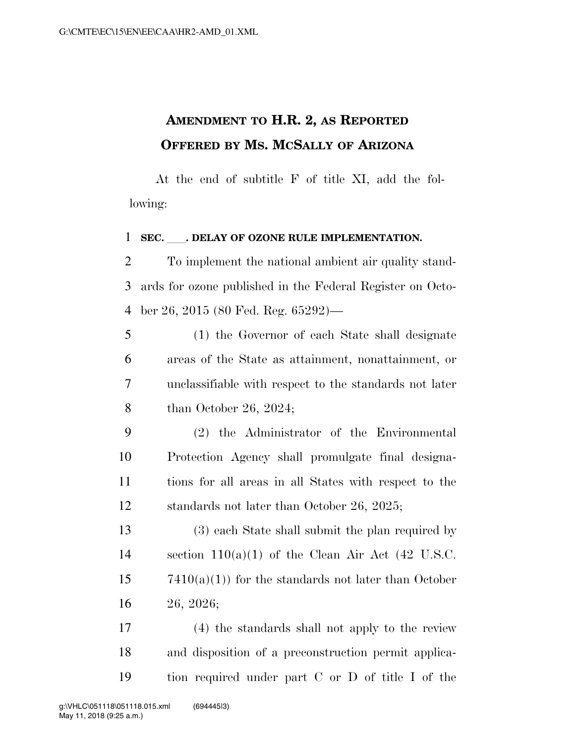# Amendment to H.R. 2, as Reported Offered by Ms. McSally of Arizona

At the end of subtitle F of title XI, add the following:

**SEC. \_\_\_. DELAY OF OZONE RULE IMPLEMENTATION.**

To implement the national ambient air quality standards for ozone published in the Federal Register on October 26, 2015 (80 Fed. Reg. 65292)—

(1) the Governor of each State shall designate areas of the State as attainment, nonattainment, or unclassifiable with respect to the standards not later than October 26, 2024;

(2) the Administrator of the Environmental Protection Agency shall promulgate final designations for all areas in all States with respect to the standards not later than October 26, 2025;

(3) each State shall submit the plan required by section 110(a)(1) of the Clean Air Act (42 U.S.C. 7410(a)(1)) for the standards not later than October 26, 2026;

(4) the standards shall not apply to the review and disposition of a preconstruction permit application required under part C or D of title I of the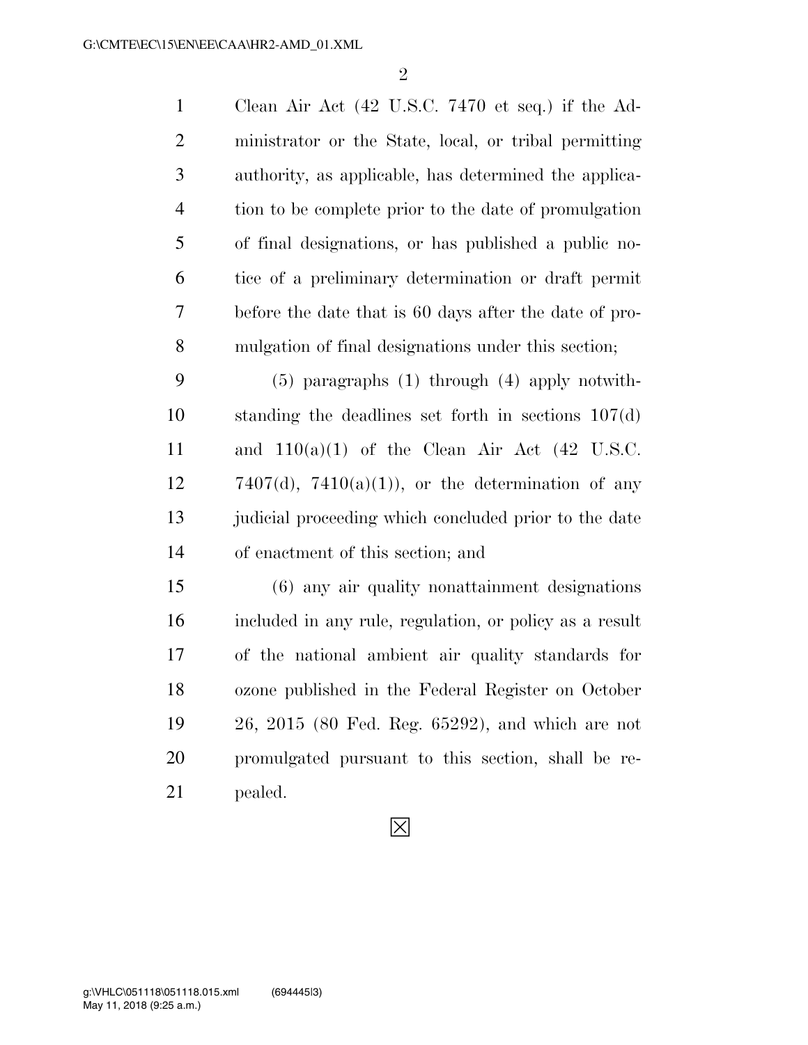Clean Air Act (42 U.S.C. 7470 et seq.) if the Administrator or the State, local, or tribal permitting authority, as applicable, has determined the application to be complete prior to the date of promulgation of final designations, or has published a public notice of a preliminary determination or draft permit before the date that is 60 days after the date of promulgation of final designations under this section;

(5) paragraphs (1) through (4) apply notwithstanding the deadlines set forth in sections 107(d) and 110(a)(1) of the Clean Air Act (42 U.S.C. 7407(d), 7410(a)(1)), or the determination of any judicial proceeding which concluded prior to the date of enactment of this section; and

(6) any air quality nonattainment designations included in any rule, regulation, or policy as a result of the national ambient air quality standards for ozone published in the Federal Register on October 26, 2015 (80 Fed. Reg. 65292), and which are not promulgated pursuant to this section, shall be repealed.